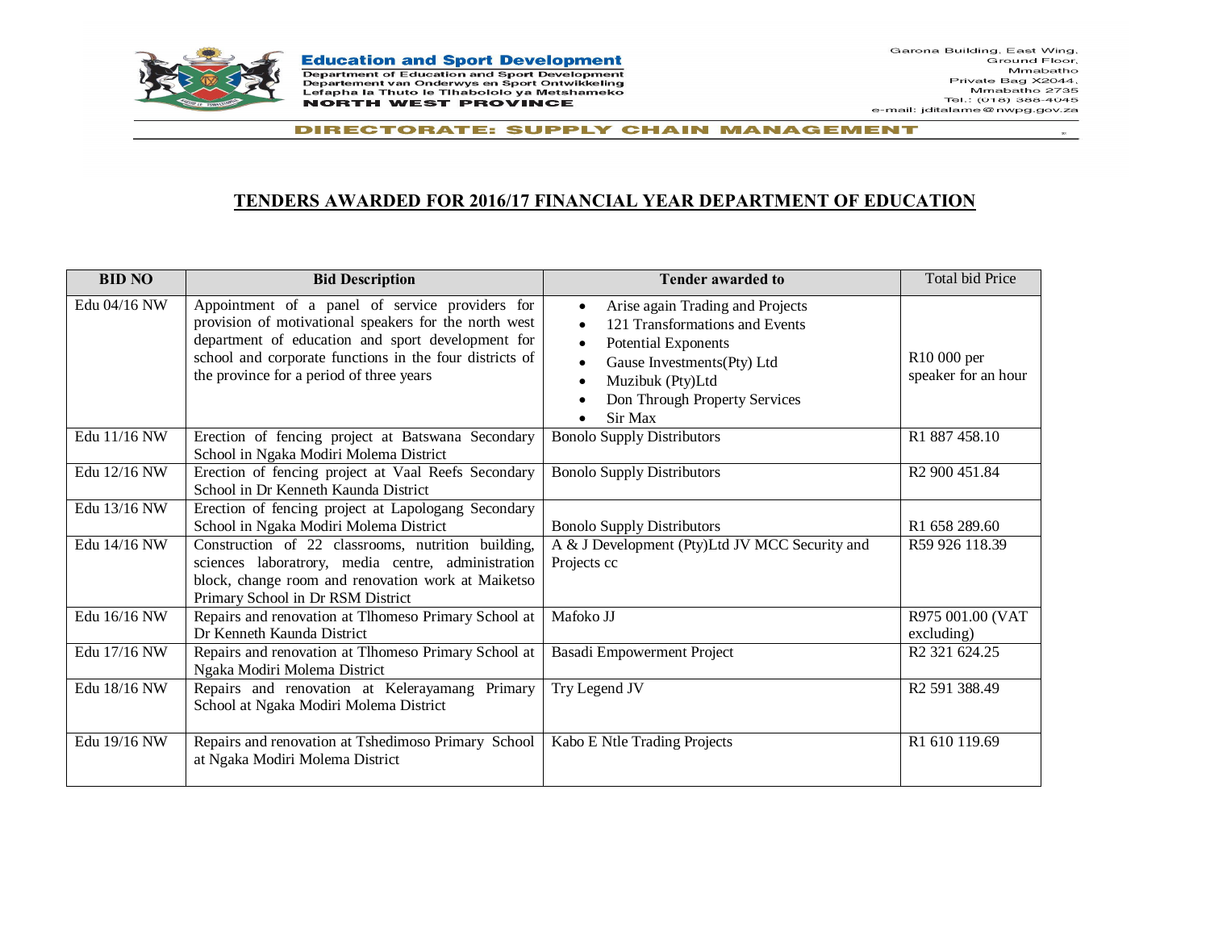**Education and Sport Development**
Department of Education and Sport Development
Departement van Onderwys en Sport Ontwikkeling
Lefapha la Thuto le Tlhabololo ya Metshameko
**NORTH WEST PROVINCE**

Garona Building, East Wing,
Ground Floor,
Mmabatho
Private Bag X2044,
Mmabatho 2735
Tel.: (018) 388-4045
e-mail: jditalame@nwpg.gov.za

**DIRECTORATE: SUPPLY CHAIN MANAGEMENT**

# TENDERS AWARDED FOR 2016/17 FINANCIAL YEAR DEPARTMENT OF EDUCATION

| BID NO | Bid Description | Tender awarded to | Total bid Price |
|---|---|---|---|
| Edu 04/16 NW | Appointment of a panel of service providers for provision of motivational speakers for the north west department of education and sport development for school and corporate functions in the four districts of the province for a period of three years | • Arise again Trading and Projects<br>• 121 Transformations and Events<br>• Potential Exponents<br>• Gause Investments(Pty) Ltd<br>• Muzibuk (Pty)Ltd<br>• Don Through Property Services<br>• Sir Max | R10 000 per speaker for an hour |
| Edu 11/16 NW | Erection of fencing project at Batswana Secondary School in Ngaka Modiri Molema District | Bonolo Supply Distributors | R1 887 458.10 |
| Edu 12/16 NW | Erection of fencing project at Vaal Reefs Secondary School in Dr Kenneth Kaunda District | Bonolo Supply Distributors | R2 900 451.84 |
| Edu 13/16 NW | Erection of fencing project at Lapologang Secondary School in Ngaka Modiri Molema District | Bonolo Supply Distributors | R1 658 289.60 |
| Edu 14/16 NW | Construction of 22 classrooms, nutrition building, sciences laboratrory, media centre, administration block, change room and renovation work at Maiketso Primary School in Dr RSM District | A & J Development (Pty)Ltd JV MCC Security and Projects cc | R59 926 118.39 |
| Edu 16/16 NW | Repairs and renovation at Tlhomeso Primary School at Dr Kenneth Kaunda District | Mafoko JJ | R975 001.00 (VAT excluding) |
| Edu 17/16 NW | Repairs and renovation at Tlhomeso Primary School at Ngaka Modiri Molema District | Basadi Empowerment Project | R2 321 624.25 |
| Edu 18/16 NW | Repairs and renovation at Kelerayamang Primary School at Ngaka Modiri Molema District | Try Legend JV | R2 591 388.49 |
| Edu 19/16 NW | Repairs and renovation at Tshedimoso Primary School at Ngaka Modiri Molema District | Kabo E Ntle Trading Projects | R1 610 119.69 |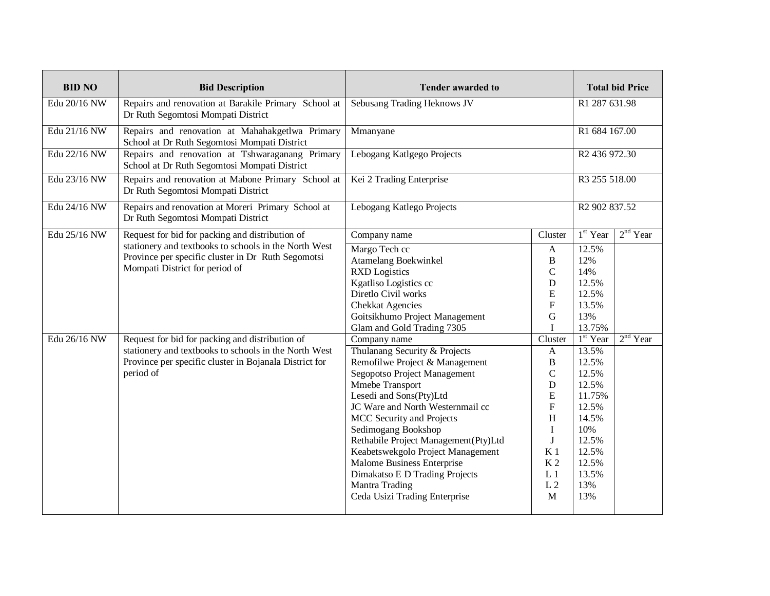| BID NO | Bid Description | Tender awarded to | | Total bid Price | |
|---|---|---|---|---|---|
| Edu 20/16 NW | Repairs and renovation at Barakile Primary School at Dr Ruth Segomtosi Mompati District | Sebusang Trading Heknows JV | | R1 287 631.98 | |
| Edu 21/16 NW | Repairs and renovation at Mahahakgetlwa Primary School at Dr Ruth Segomtosi Mompati District | Mmanyane | | R1 684 167.00 | |
| Edu 22/16 NW | Repairs and renovation at Tshwaraganang Primary School at Dr Ruth Segomtosi Mompati District | Lebogang Katlgego Projects | | R2 436 972.30 | |
| Edu 23/16 NW | Repairs and renovation at Mabone Primary School at Dr Ruth Segomtosi Mompati District | Kei 2 Trading Enterprise | | R3 255 518.00 | |
| Edu 24/16 NW | Repairs and renovation at Moreri Primary School at Dr Ruth Segomtosi Mompati District | Lebogang Katlego Projects | | R2 902 837.52 | |
| Edu 25/16 NW | Request for bid for packing and distribution of stationery and textbooks to schools in the North West Province per specific cluster in Dr Ruth Segomotsi Mompati District for period of | Company name | Cluster | 1st Year | 2nd Year |
| | | Margo Tech cc | A | 12.5% | |
| | | Atamelang Boekwinkel | B | 12% | |
| | | RXD Logistics | C | 14% | |
| | | Kgatliso Logistics cc | D | 12.5% | |
| | | Diretlo Civil works | E | 12.5% | |
| | | Chekkat Agencies | F | 13.5% | |
| | | Goitsikhumo Project Management | G | 13% | |
| | | Glam and Gold Trading 7305 | I | 13.75% | |
| Edu 26/16 NW | Request for bid for packing and distribution of stationery and textbooks to schools in the North West Province per specific cluster in Bojanala District for period of | Company name | Cluster | 1st Year | 2nd Year |
| | | Thulanang Security & Projects | A | 13.5% | |
| | | Remofilwe Project & Management | B | 12.5% | |
| | | Segopotso Project Management | C | 12.5% | |
| | | Mmebe Transport | D | 12.5% | |
| | | Lesedi and Sons(Pty)Ltd | E | 11.75% | |
| | | JC Ware and North Westernmail cc | F | 12.5% | |
| | | MCC Security and Projects | H | 14.5% | |
| | | Sedimogang Bookshop | I | 10% | |
| | | Rethabile Project Management(Pty)Ltd | J | 12.5% | |
| | | Keabetswekgolo Project Management | K 1 | 12.5% | |
| | | Malome Business Enterprise | K 2 | 12.5% | |
| | | Dimakatso E D Trading Projects | L 1 | 13.5% | |
| | | Mantra Trading | L 2 | 13% | |
| | | Ceda Usizi Trading Enterprise | M | 13% | |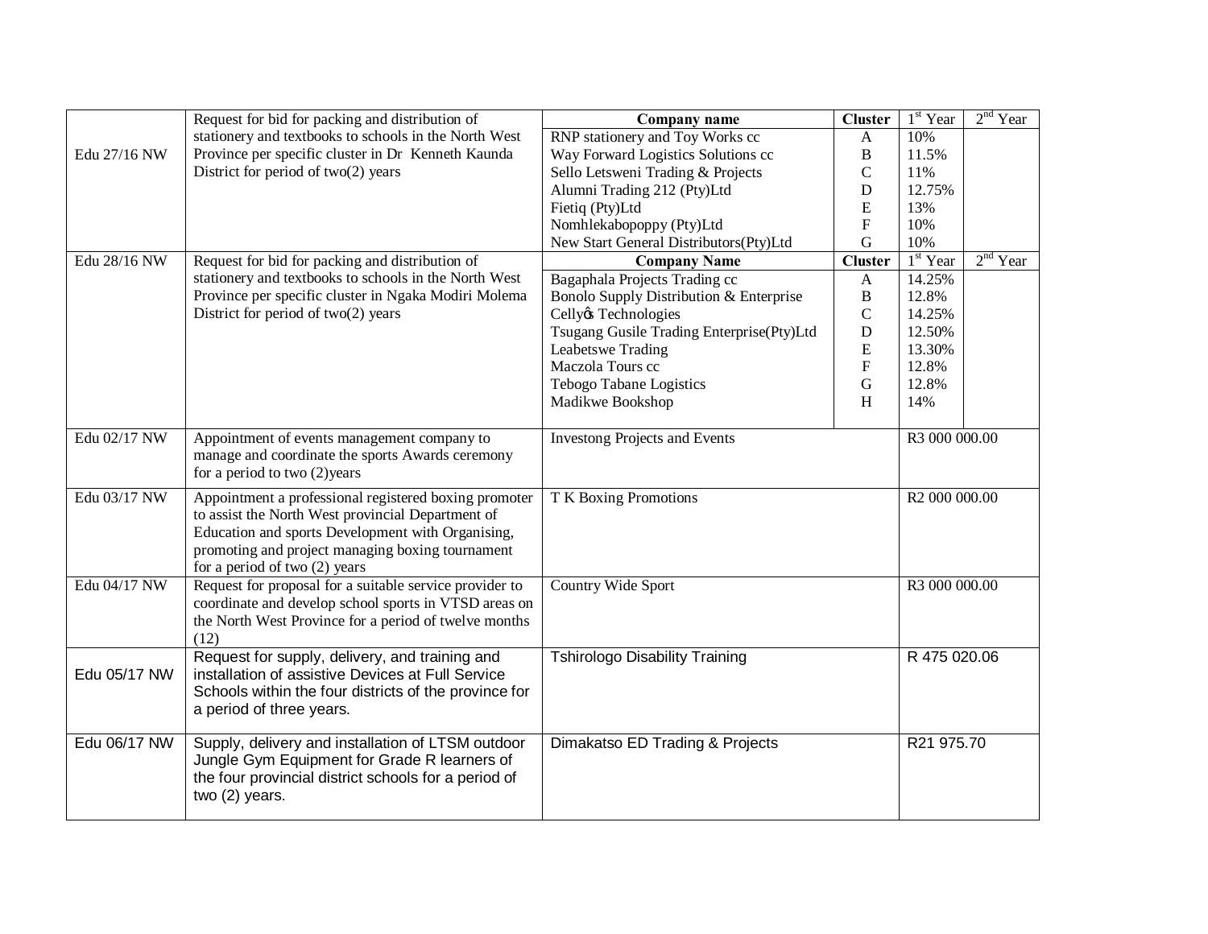| | | | | | |
|---|---|---|---|---|---|
| Edu 27/16 NW | Request for bid for packing and distribution of stationery and textbooks to schools in the North West Province per specific cluster in Dr Kenneth Kaunda District for period of two(2) years | **Company name** | **Cluster** | 1st Year | 2nd Year |
| | | RNP stationery and Toy Works cc | A | 10% | |
| | | Way Forward Logistics Solutions cc | B | 11.5% | |
| | | Sello Letsweni Trading & Projects | C | 11% | |
| | | Alumni Trading 212 (Pty)Ltd | D | 12.75% | |
| | | Fietiq (Pty)Ltd | E | 13% | |
| | | Nomhlekabopoppy (Pty)Ltd | F | 10% | |
| | | New Start General Distributors(Pty)Ltd | G | 10% | |
| Edu 28/16 NW | Request for bid for packing and distribution of stationery and textbooks to schools in the North West Province per specific cluster in Ngaka Modiri Molema District for period of two(2) years | **Company Name** | **Cluster** | 1st Year | 2nd Year |
| | | Bagaphala Projects Trading cc | A | 14.25% | |
| | | Bonolo Supply Distribution & Enterprise | B | 12.8% | |
| | | Cellyǿs Technologies | C | 14.25% | |
| | | Tsugang Gusile Trading Enterprise(Pty)Ltd | D | 12.50% | |
| | | Leabetswe Trading | E | 13.30% | |
| | | Maczola Tours cc | F | 12.8% | |
| | | Tebogo Tabane Logistics | G | 12.8% | |
| | | Madikwe Bookshop | H | 14% | |
| Edu 02/17 NW | Appointment of events management company to manage and coordinate the sports Awards ceremony for a period to two (2)years | Investong Projects and Events | | R3 000 000.00 | |
| Edu 03/17 NW | Appointment a professional registered boxing promoter to assist the North West provincial Department of Education and sports Development with Organising, promoting and project managing boxing tournament for a period of two (2) years | T K Boxing Promotions | | R2 000 000.00 | |
| Edu 04/17 NW | Request for proposal for a suitable service provider to coordinate and develop school sports in VTSD areas on the North West Province for a period of twelve months (12) | Country Wide Sport | | R3 000 000.00 | |
| Edu 05/17 NW | Request for supply, delivery, and training and installation of assistive Devices at Full Service Schools within the four districts of the province for a period of three years. | Tshirologo Disability Training | | R 475 020.06 | |
| Edu 06/17 NW | Supply, delivery and installation of LTSM outdoor Jungle Gym Equipment for Grade R learners of the four provincial district schools for a period of two (2) years. | Dimakatso ED Trading & Projects | | R21 975.70 | |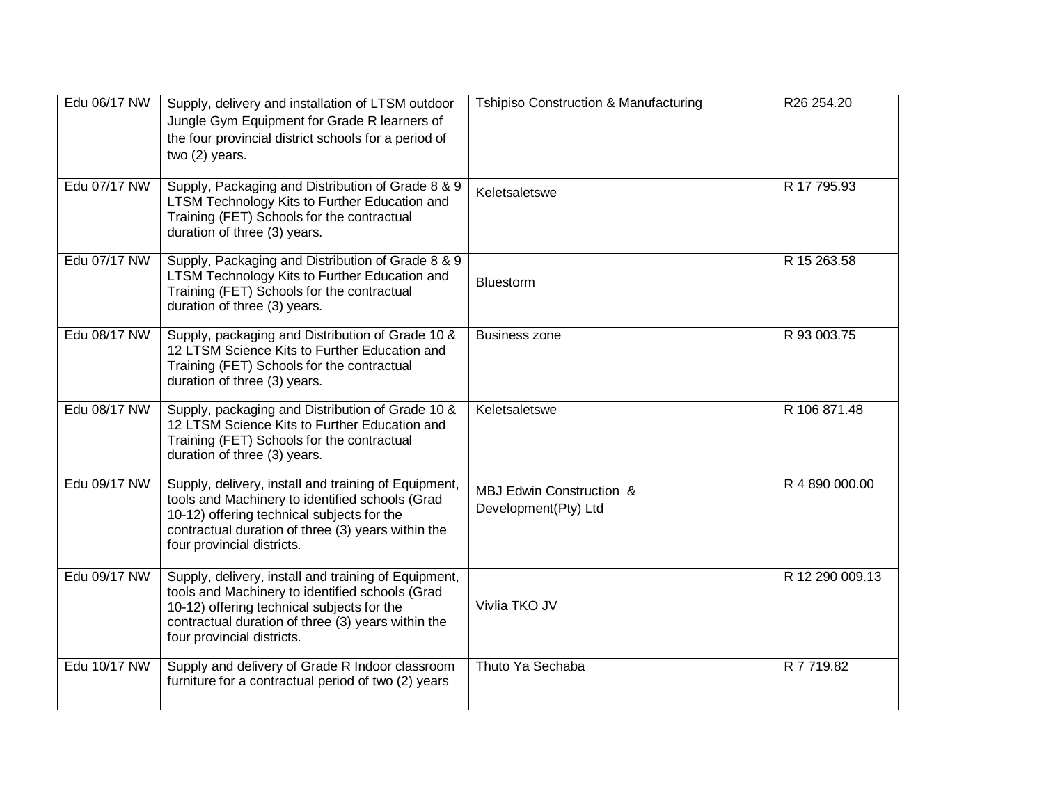| | | | |
|---|---|---|---|
| Edu 06/17 NW | Supply, delivery and installation of LTSM outdoor Jungle Gym Equipment for Grade R learners of the four provincial district schools for a period of two (2) years. | Tshipiso Construction & Manufacturing | R26 254.20 |
| Edu 07/17 NW | Supply, Packaging and Distribution of Grade 8 & 9 LTSM Technology Kits to Further Education and Training (FET) Schools for the contractual duration of three (3) years. | Keletsaletswe | R 17 795.93 |
| Edu 07/17 NW | Supply, Packaging and Distribution of Grade 8 & 9 LTSM Technology Kits to Further Education and Training (FET) Schools for the contractual duration of three (3) years. | Bluestorm | R 15 263.58 |
| Edu 08/17 NW | Supply, packaging and Distribution of Grade 10 & 12 LTSM Science Kits to Further Education and Training (FET) Schools for the contractual duration of three (3) years. | Business zone | R 93 003.75 |
| Edu 08/17 NW | Supply, packaging and Distribution of Grade 10 & 12 LTSM Science Kits to Further Education and Training (FET) Schools for the contractual duration of three (3) years. | Keletsaletswe | R 106 871.48 |
| Edu 09/17 NW | Supply, delivery, install and training of Equipment, tools and Machinery to identified schools (Grad 10-12) offering technical subjects for the contractual duration of three (3) years within the four provincial districts. | MBJ Edwin Construction & Development(Pty) Ltd | R 4 890 000.00 |
| Edu 09/17 NW | Supply, delivery, install and training of Equipment, tools and Machinery to identified schools (Grad 10-12) offering technical subjects for the contractual duration of three (3) years within the four provincial districts. | Vivlia TKO JV | R 12 290 009.13 |
| Edu 10/17 NW | Supply and delivery of Grade R Indoor classroom furniture for a contractual period of two (2) years | Thuto Ya Sechaba | R 7 719.82 |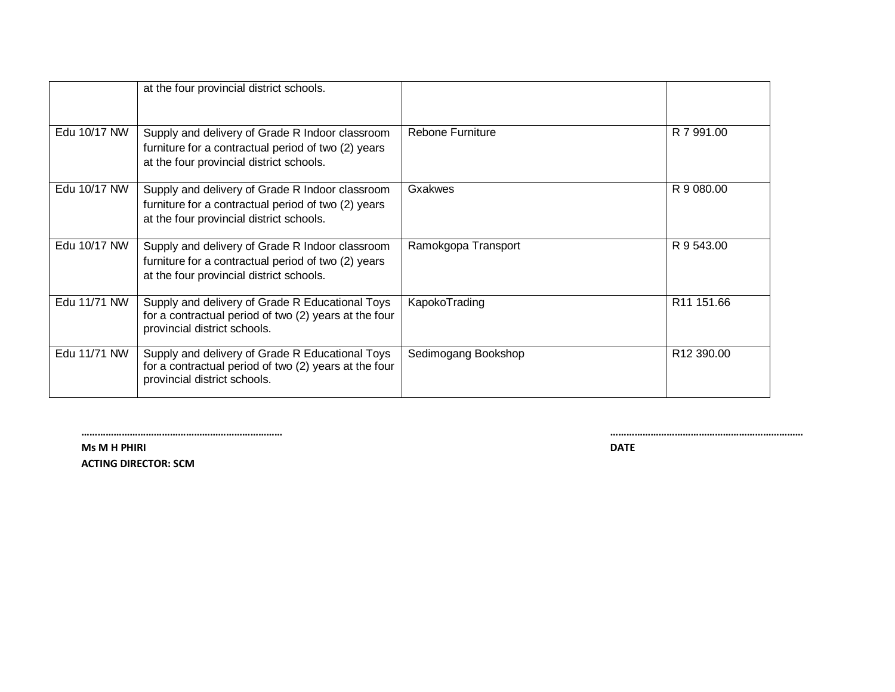| | | | |
|---|---|---|---|
| | at the four provincial district schools. | | |
| Edu 10/17 NW | Supply and delivery of Grade R Indoor classroom furniture for a contractual period of two (2) years at the four provincial district schools. | Rebone Furniture | R 7 991.00 |
| Edu 10/17 NW | Supply and delivery of Grade R Indoor classroom furniture for a contractual period of two (2) years at the four provincial district schools. | Gxakwes | R 9 080.00 |
| Edu 10/17 NW | Supply and delivery of Grade R Indoor classroom furniture for a contractual period of two (2) years at the four provincial district schools. | Ramokgopa Transport | R 9 543.00 |
| Edu 11/71 NW | Supply and delivery of Grade R Educational Toys for a contractual period of two (2) years at the four provincial district schools. | KapokoTrading | R11 151.66 |
| Edu 11/71 NW | Supply and delivery of Grade R Educational Toys for a contractual period of two (2) years at the four provincial district schools. | Sedimogang Bookshop | R12 390.00 |

………………………………………………………………

**Ms M H PHIRI**

**ACTING DIRECTOR: SCM**

………………………………………………………………

**DATE**